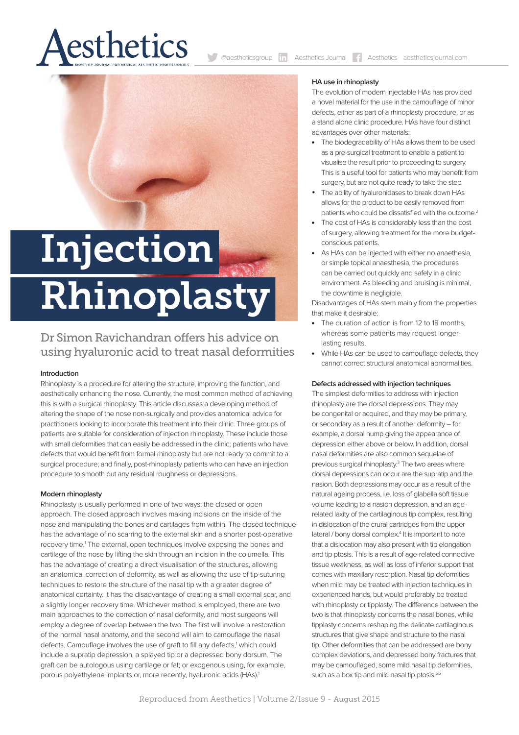# Injection Rhinoplasty

## Dr Simon Ravichandran offers his advice on using hyaluronic acid to treat nasal deformities

### Introduction

Rhinoplasty is a procedure for altering the structure, improving the function, and aesthetically enhancing the nose. Currently, the most common method of achieving this is with a surgical rhinoplasty. This article discusses a developing method of altering the shape of the nose non-surgically and provides anatomical advice for practitioners looking to incorporate this treatment into their clinic. Three groups of patients are suitable for consideration of injection rhinoplasty. These include those with small deformities that can easily be addressed in the clinic; patients who have defects that would benefit from formal rhinoplasty but are not ready to commit to a surgical procedure; and finally, post-rhinoplasty patients who can have an injection procedure to smooth out any residual roughness or depressions.

### Modern rhinoplasty

Rhinoplasty is usually performed in one of two ways: the closed or open approach. The closed approach involves making incisions on the inside of the nose and manipulating the bones and cartilages from within. The closed technique has the advantage of no scarring to the external skin and a shorter post-operative recovery time.[1] The external, open techniques involve exposing the bones and cartilage of the nose by lifting the skin through an incision in the columella. This has the advantage of creating a direct visualisation of the structures, allowing an anatomical correction of deformity, as well as allowing the use of tip-suturing techniques to restore the structure of the nasal tip with a greater degree of anatomical certainty. It has the disadvantage of creating a small external scar, and a slightly longer recovery time. Whichever method is employed, there are two main approaches to the correction of nasal deformity, and most surgeons will employ a degree of overlap between the two. The first will involve a restoration of the normal nasal anatomy, and the second will aim to camouflage the nasal defects. Camouflage involves the use of graft to fill any defects,[1] which could include a supratip depression, a splayed tip or a depressed bony dorsum. The graft can be autologous using cartilage or fat; or exogenous using, for example, porous polyethylene implants or, more recently, hyaluronic acids (HAs).[1]

### HA use in rhinoplasty

The evolution of modern injectable HAs has provided a novel material for the use in the camouflage of minor defects, either as part of a rhinoplasty procedure, or as a stand alone clinic procedure. HAs have four distinct advantages over other materials:

- The biodegradability of HAs allows them to be used as a pre-surgical treatment to enable a patient to visualise the result prior to proceeding to surgery. This is a useful tool for patients who may benefit from surgery, but are not quite ready to take the step.
- The ability of hyaluronidases to break down HAs allows for the product to be easily removed from patients who could be dissatisfied with the outcome.[2]
- The cost of HAs is considerably less than the cost of surgery, allowing treatment for the more budget-conscious patients.
- As HAs can be injected with either no anaesthesia, or simple topical anaesthesia, the procedures can be carried out quickly and safely in a clinic environment. As bleeding and bruising is minimal, the downtime is negligible.

Disadvantages of HAs stem mainly from the properties that make it desirable:

- The duration of action is from 12 to 18 months, whereas some patients may request longer-lasting results.
- While HAs can be used to camouflage defects, they cannot correct structural anatomical abnormalities.

### Defects addressed with injection techniques

The simplest deformities to address with injection rhinoplasty are the dorsal depressions. They may be congenital or acquired, and they may be primary, or secondary as a result of another deformity – for example, a dorsal hump giving the appearance of depression either above or below. In addition, dorsal nasal deformities are also common sequelae of previous surgical rhinoplasty.[3] The two areas where dorsal depressions can occur are the supratip and the nasion. Both depressions may occur as a result of the natural ageing process, i.e. loss of glabella soft tissue volume leading to a nasion depression, and an age-related laxity of the cartilaginous tip complex, resulting in dislocation of the crural cartridges from the upper lateral / bony dorsal complex.[4] It is important to note that a dislocation may also present with tip elongation and tip ptosis. This is a result of age-related connective tissue weakness, as well as loss of inferior support that comes with maxillary resorption. Nasal tip deformities when mild may be treated with injection techniques in experienced hands, but would preferably be treated with rhinoplasty or tipplasty. The difference between the two is that rhinoplasty concerns the nasal bones, while tipplasty concerns reshaping the delicate cartilaginous structures that give shape and structure to the nasal tip. Other deformities that can be addressed are bony complex deviations, and depressed bony fractures that may be camouflaged, some mild nasal tip deformities, such as a box tip and mild nasal tip ptosis.[5,6]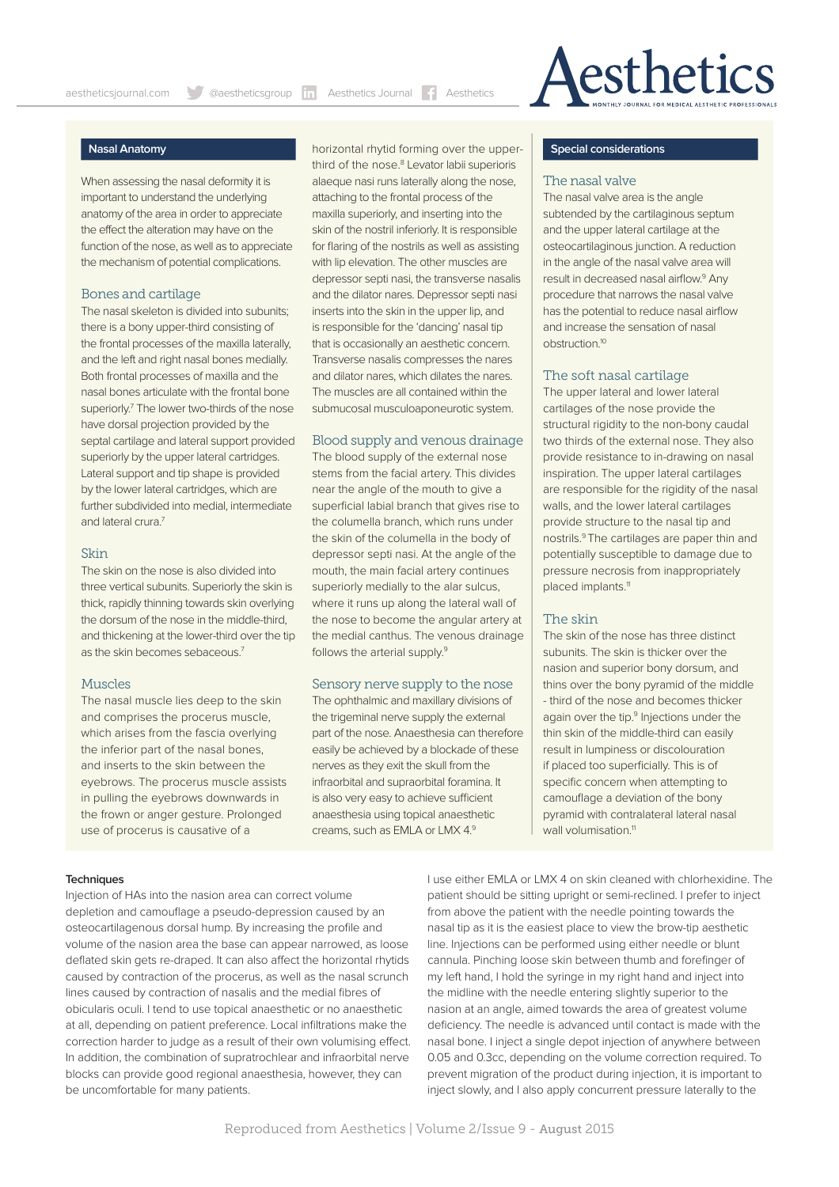## Nasal Anatomy

When assessing the nasal deformity it is important to understand the underlying anatomy of the area in order to appreciate the effect the alteration may have on the function of the nose, as well as to appreciate the mechanism of potential complications.

### Bones and cartilage

The nasal skeleton is divided into subunits; there is a bony upper-third consisting of the frontal processes of the maxilla laterally, and the left and right nasal bones medially. Both frontal processes of maxilla and the nasal bones articulate with the frontal bone superiorly.[7] The lower two-thirds of the nose have dorsal projection provided by the septal cartilage and lateral support provided superiorly by the upper lateral cartridges. Lateral support and tip shape is provided by the lower lateral cartridges, which are further subdivided into medial, intermediate and lateral crura.[7]

### Skin

The skin on the nose is also divided into three vertical subunits. Superiorly the skin is thick, rapidly thinning towards skin overlying the dorsum of the nose in the middle-third, and thickening at the lower-third over the tip as the skin becomes sebaceous.[7]

### Muscles

The nasal muscle lies deep to the skin and comprises the procerus muscle, which arises from the fascia overlying the inferior part of the nasal bones, and inserts to the skin between the eyebrows. The procerus muscle assists in pulling the eyebrows downwards in the frown or anger gesture. Prolonged use of procerus is causative of a horizontal rhytid forming over the upper-third of the nose.[8] Levator labii superioris alaeque nasi runs laterally along the nose, attaching to the frontal process of the maxilla superiorly, and inserting into the skin of the nostril inferiorly. It is responsible for flaring of the nostrils as well as assisting with lip elevation. The other muscles are depressor septi nasi, the transverse nasalis and the dilator nares. Depressor septi nasi inserts into the skin in the upper lip, and is responsible for the 'dancing' nasal tip that is occasionally an aesthetic concern. Transverse nasalis compresses the nares and dilator nares, which dilates the nares. The muscles are all contained within the submucosal musculoaponeurotic system.

### Blood supply and venous drainage

The blood supply of the external nose stems from the facial artery. This divides near the angle of the mouth to give a superficial labial branch that gives rise to the columella branch, which runs under the skin of the columella in the body of depressor septi nasi. At the angle of the mouth, the main facial artery continues superiorly medially to the alar sulcus, where it runs up along the lateral wall of the nose to become the angular artery at the medial canthus. The venous drainage follows the arterial supply.[9]

### Sensory nerve supply to the nose

The ophthalmic and maxillary divisions of the trigeminal nerve supply the external part of the nose. Anaesthesia can therefore easily be achieved by a blockade of these nerves as they exit the skull from the infraorbital and supraorbital foramina. It is also very easy to achieve sufficient anaesthesia using topical anaesthetic creams, such as EMLA or LMX 4.[9]

## Special considerations

### The nasal valve

The nasal valve area is the angle subtended by the cartilaginous septum and the upper lateral cartilage at the osteocartilaginous junction. A reduction in the angle of the nasal valve area will result in decreased nasal airflow.[9] Any procedure that narrows the nasal valve has the potential to reduce nasal airflow and increase the sensation of nasal obstruction.[10]

### The soft nasal cartilage

The upper lateral and lower lateral cartilages of the nose provide the structural rigidity to the non-bony caudal two thirds of the external nose. They also provide resistance to in-drawing on nasal inspiration. The upper lateral cartilages are responsible for the rigidity of the nasal walls, and the lower lateral cartilages provide structure to the nasal tip and nostrils.[9] The cartilages are paper thin and potentially susceptible to damage due to pressure necrosis from inappropriately placed implants.[11]

### The skin

The skin of the nose has three distinct subunits. The skin is thicker over the nasion and superior bony dorsum, and thins over the bony pyramid of the middle - third of the nose and becomes thicker again over the tip.[9] Injections under the thin skin of the middle-third can easily result in lumpiness or discolouration if placed too superficially. This is of specific concern when attempting to camouflage a deviation of the bony pyramid with contralateral lateral nasal wall volumisation.[11]

**Techniques**

Injection of HAs into the nasion area can correct volume depletion and camouflage a pseudo-depression caused by an osteocartilagenous dorsal hump. By increasing the profile and volume of the nasion area the base can appear narrowed, as loose deflated skin gets re-draped. It can also affect the horizontal rhytids caused by contraction of the procerus, as well as the nasal scrunch lines caused by contraction of nasalis and the medial fibres of obicularis oculi. I tend to use topical anaesthetic or no anaesthetic at all, depending on patient preference. Local infiltrations make the correction harder to judge as a result of their own volumising effect. In addition, the combination of supratrochlear and infraorbital nerve blocks can provide good regional anaesthesia, however, they can be uncomfortable for many patients.

I use either EMLA or LMX 4 on skin cleaned with chlorhexidine. The patient should be sitting upright or semi-reclined. I prefer to inject from above the patient with the needle pointing towards the nasal tip as it is the easiest place to view the brow-tip aesthetic line. Injections can be performed using either needle or blunt cannula. Pinching loose skin between thumb and forefinger of my left hand, I hold the syringe in my right hand and inject into the midline with the needle entering slightly superior to the nasion at an angle, aimed towards the area of greatest volume deficiency. The needle is advanced until contact is made with the nasal bone. I inject a single depot injection of anywhere between 0.05 and 0.3cc, depending on the volume correction required. To prevent migration of the product during injection, it is important to inject slowly, and I also apply concurrent pressure laterally to the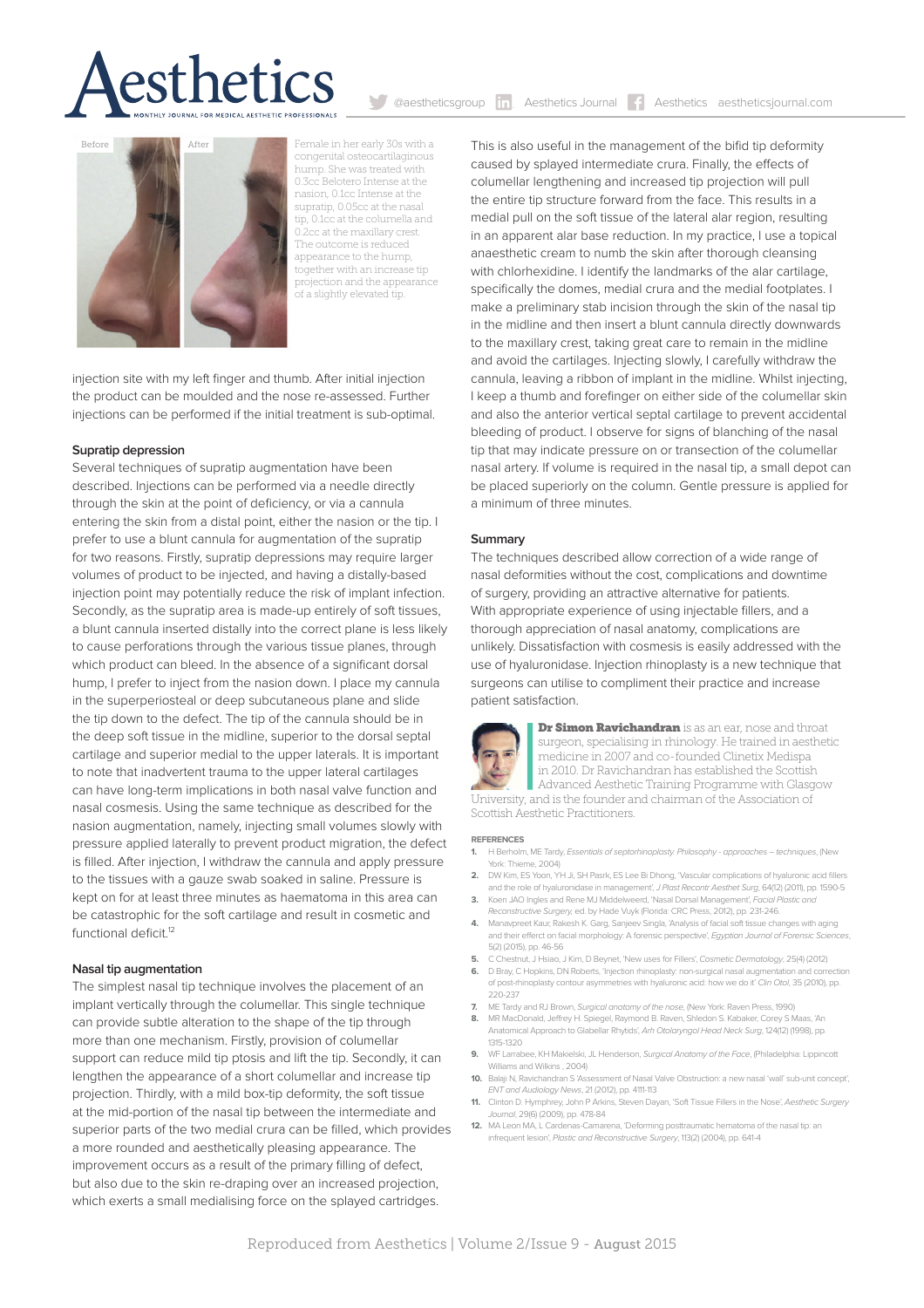Before After

Female in her early 30s with a congenital osteocartilaginous hump. She was treated with 0.3cc Belotero Intense at the nasion, 0.1cc Intense at the supratip, 0.05cc at the nasal tip, 0.1cc at the columella and 0.2cc at the maxillary crest. The outcome is reduced appearance to the hump, together with an increase tip projection and the appearance of a slightly elevated tip.

injection site with my left finger and thumb. After initial injection the product can be moulded and the nose re-assessed. Further injections can be performed if the initial treatment is sub-optimal.

### Supratip depression

Several techniques of supratip augmentation have been described. Injections can be performed via a needle directly through the skin at the point of deficiency, or via a cannula entering the skin from a distal point, either the nasion or the tip. I prefer to use a blunt cannula for augmentation of the supratip for two reasons. Firstly, supratip depressions may require larger volumes of product to be injected, and having a distally-based injection point may potentially reduce the risk of implant infection. Secondly, as the supratip area is made-up entirely of soft tissues, a blunt cannula inserted distally into the correct plane is less likely to cause perforations through the various tissue planes, through which product can bleed. In the absence of a significant dorsal hump, I prefer to inject from the nasion down. I place my cannula in the superperiosteal or deep subcutaneous plane and slide the tip down to the defect. The tip of the cannula should be in the deep soft tissue in the midline, superior to the dorsal septal cartilage and superior medial to the upper laterals. It is important to note that inadvertent trauma to the upper lateral cartilages can have long-term implications in both nasal valve function and nasal cosmesis. Using the same technique as described for the nasion augmentation, namely, injecting small volumes slowly with pressure applied laterally to prevent product migration, the defect is filled. After injection, I withdraw the cannula and apply pressure to the tissues with a gauze swab soaked in saline. Pressure is kept on for at least three minutes as haematoma in this area can be catastrophic for the soft cartilage and result in cosmetic and functional deficit.[12]

### Nasal tip augmentation

The simplest nasal tip technique involves the placement of an implant vertically through the columellar. This single technique can provide subtle alteration to the shape of the tip through more than one mechanism. Firstly, provision of columellar support can reduce mild tip ptosis and lift the tip. Secondly, it can lengthen the appearance of a short columellar and increase tip projection. Thirdly, with a mild box-tip deformity, the soft tissue at the mid-portion of the nasal tip between the intermediate and superior parts of the two medial crura can be filled, which provides a more rounded and aesthetically pleasing appearance. The improvement occurs as a result of the primary filling of defect, but also due to the skin re-draping over an increased projection, which exerts a small medialising force on the splayed cartridges. This is also useful in the management of the bifid tip deformity caused by splayed intermediate crura. Finally, the effects of columellar lengthening and increased tip projection will pull the entire tip structure forward from the face. This results in a medial pull on the soft tissue of the lateral alar region, resulting in an apparent alar base reduction. In my practice, I use a topical anaesthetic cream to numb the skin after thorough cleansing with chlorhexidine. I identify the landmarks of the alar cartilage, specifically the domes, medial crura and the medial footplates. I make a preliminary stab incision through the skin of the nasal tip in the midline and then insert a blunt cannula directly downwards to the maxillary crest, taking great care to remain in the midline and avoid the cartilages. Injecting slowly, I carefully withdraw the cannula, leaving a ribbon of implant in the midline. Whilst injecting, I keep a thumb and forefinger on either side of the columellar skin and also the anterior vertical septal cartilage to prevent accidental bleeding of product. I observe for signs of blanching of the nasal tip that may indicate pressure on or transection of the columellar nasal artery. If volume is required in the nasal tip, a small depot can be placed superiorly on the column. Gentle pressure is applied for a minimum of three minutes.

### Summary

The techniques described allow correction of a wide range of nasal deformities without the cost, complications and downtime of surgery, providing an attractive alternative for patients. With appropriate experience of using injectable fillers, and a thorough appreciation of nasal anatomy, complications are unlikely. Dissatisfaction with cosmesis is easily addressed with the use of hyaluronidase. Injection rhinoplasty is a new technique that surgeons can utilise to compliment their practice and increase patient satisfaction.

**Dr Simon Ravichandran** is as an ear, nose and throat surgeon, specialising in rhinology. He trained in aesthetic medicine in 2007 and co-founded Clinetix Medispa in 2010. Dr Ravichandran has established the Scottish Advanced Aesthetic Training Programme with Glasgow University, and is the founder and chairman of the Association of Scottish Aesthetic Practitioners.

#### REFERENCES

1. H Berholm, ME Tardy, *Essentials of septorhinoplasty. Philosophy - approaches – techniques*, (New York: Thieme, 2004)
2. DW Kim, ES Yoon, YH Ji, SH Pasrk, ES Lee Bi Dhong, 'Vascular complications of hyaluronic acid fillers and the role of hyaluronidase in management', *J Plast Recontr Aesthet Surg*, 64(12) (2011), pp. 1590-5
3. Koen JAO Ingles and Rene MJ Middelweerd, 'Nasal Dorsal Management', *Facial Plastic and Reconstructive Surgery*, ed. by Hade Vuyk (Florida: CRC Press, 2012), pp. 231-246.
4. Manavpreet Kaur, Rakesh K. Garg, Sanjeev Singla, 'Analysis of facial soft tissue changes with aging and their effect on facial morphology: A forensic perspective', *Egyptian Journal of Forensic Sciences*, 5(2) (2015), pp. 46-56
5. C Chestnut, J Hsiao, J Kim, D Beynet, 'New uses for Fillers', *Cosmetic Dermatology*, 25(4) (2012)
6. D Bray, C Hopkins, DN Roberts, 'Injection rhinoplasty: non-surgical nasal augmentation and correction of post-rhinoplasty contour asymmetries with hyaluronic acid: how we do it' *Clin Otol*, 35 (2010), pp. 220-237
7. ME Tardy and RJ Brown, *Surgical anatomy of the nose*, (New York: Raven Press, 1990)
8. MR MacDonald, Jeffrey H. Spiegel, Raymond B. Raven, Shledon S. Kabaker, Corey S Maas, 'An Anatomical Approach to Glabellar Rhytids', *Arh Otolaryngol Head Neck Surg*, 124(12) (1998), pp. 1315-1320
9. WF Larrabee, KH Makielski, JL Henderson, *Surgical Anatomy of the Face*, (Philadelphia: Lippincott Williams and Wilkins , 2004)
10. Balaji N, Ravichandran S 'Assessment of Nasal Valve Obstruction: a new nasal 'wall' sub-unit concept', *ENT and Audiology News*, 21 (2012), pp. 4111-113
11. Clinton D. Hymphrey, John P Arkins, Steven Dayan, 'Soft Tissue Fillers in the Nose', *Aesthetic Surgery Journal*, 29(6) (2009), pp. 478-84
12. MA Leon MA, L Cardenas-Camarena, 'Deforming posttraumatic hematoma of the nasal tip: an infrequent lesion', *Plastic and Reconstructive Surgery*, 113(2) (2004), pp. 641-4